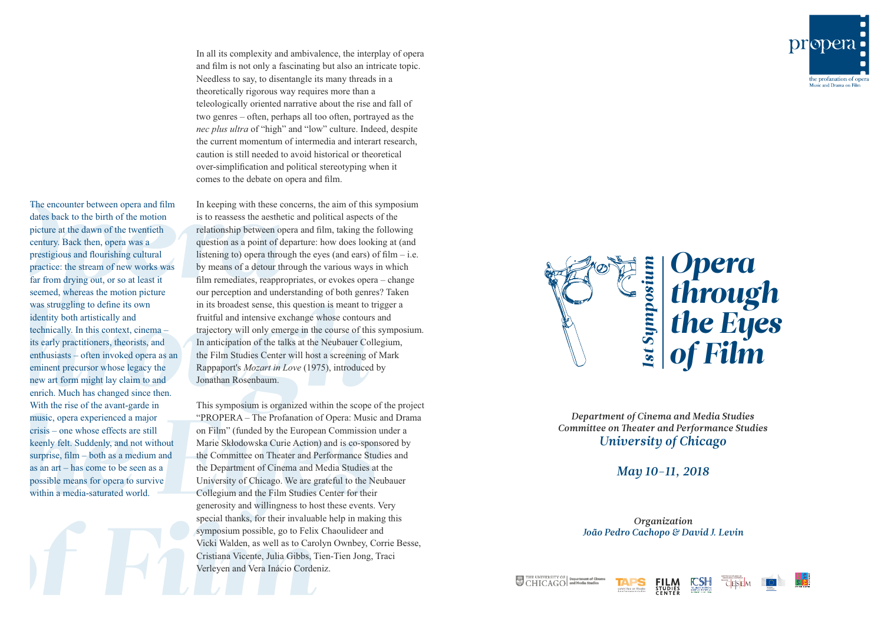# Opera through the Eyes of Film

## 1st Symposium

**Department of Cinema and Media Studies**
**Committee on Theater and Performance Studies**
***University of Chicago***

***May 10–11, 2018***

*Organization*
***João Pedro Cachopo & David J. Levin***

propera — the profanation of opera: Music and Drama on Film

The encounter between opera and film dates back to the birth of the motion picture at the dawn of the twentieth century. Back then, opera was a prestigious and flourishing cultural practice: the stream of new works was far from drying out, or so at least it seemed, whereas the motion picture was struggling to define its own identity both artistically and technically. In this context, cinema – its early practitioners, theorists, and enthusiasts – often invoked opera as an eminent precursor whose legacy the new art form might lay claim to and enrich. Much has changed since then. With the rise of the avant-garde in music, opera experienced a major crisis – one whose effects are still keenly felt. Suddenly, and not without surprise, film – both as a medium and as an art – has come to be seen as a possible means for opera to survive within a media-saturated world.

In all its complexity and ambivalence, the interplay of opera and film is not only a fascinating but also an intricate topic. Needless to say, to disentangle its many threads in a theoretically rigorous way requires more than a teleologically oriented narrative about the rise and fall of two genres – often, perhaps all too often, portrayed as the *nec plus ultra* of "high" and "low" culture. Indeed, despite the current momentum of intermedia and interart research, caution is still needed to avoid historical or theoretical over-simplification and political stereotyping when it comes to the debate on opera and film.

In keeping with these concerns, the aim of this symposium is to reassess the aesthetic and political aspects of the relationship between opera and film, taking the following question as a point of departure: how does looking at (and listening to) opera through the eyes (and ears) of film – i.e. by means of a detour through the various ways in which film remediates, reappropriates, or evokes opera – change our perception and understanding of both genres? Taken in its broadest sense, this question is meant to trigger a fruitful and intensive exchange whose contours and trajectory will only emerge in the course of this symposium. In anticipation of the talks at the Neubauer Collegium, the Film Studies Center will host a screening of Mark Rappaport's *Mozart in Love* (1975), introduced by Jonathan Rosenbaum.

This symposium is organized within the scope of the project "PROPERA – The Profanation of Opera: Music and Drama on Film" (funded by the European Commission under a Marie Skłodowska Curie Action) and is co-sponsored by the Committee on Theater and Performance Studies and the Department of Cinema and Media Studies at the University of Chicago. We are grateful to the Neubauer Collegium and the Film Studies Center for their generosity and willingness to host these events. Very special thanks, for their invaluable help in making this symposium possible, go to Felix Chaoulideer and Vicki Walden, as well as to Carolyn Ownbey, Corrie Besse, Cristiana Vicente, Julia Gibbs, Tien-Tien Jong, Traci Verleyen and Vera Inácio Cordeniz.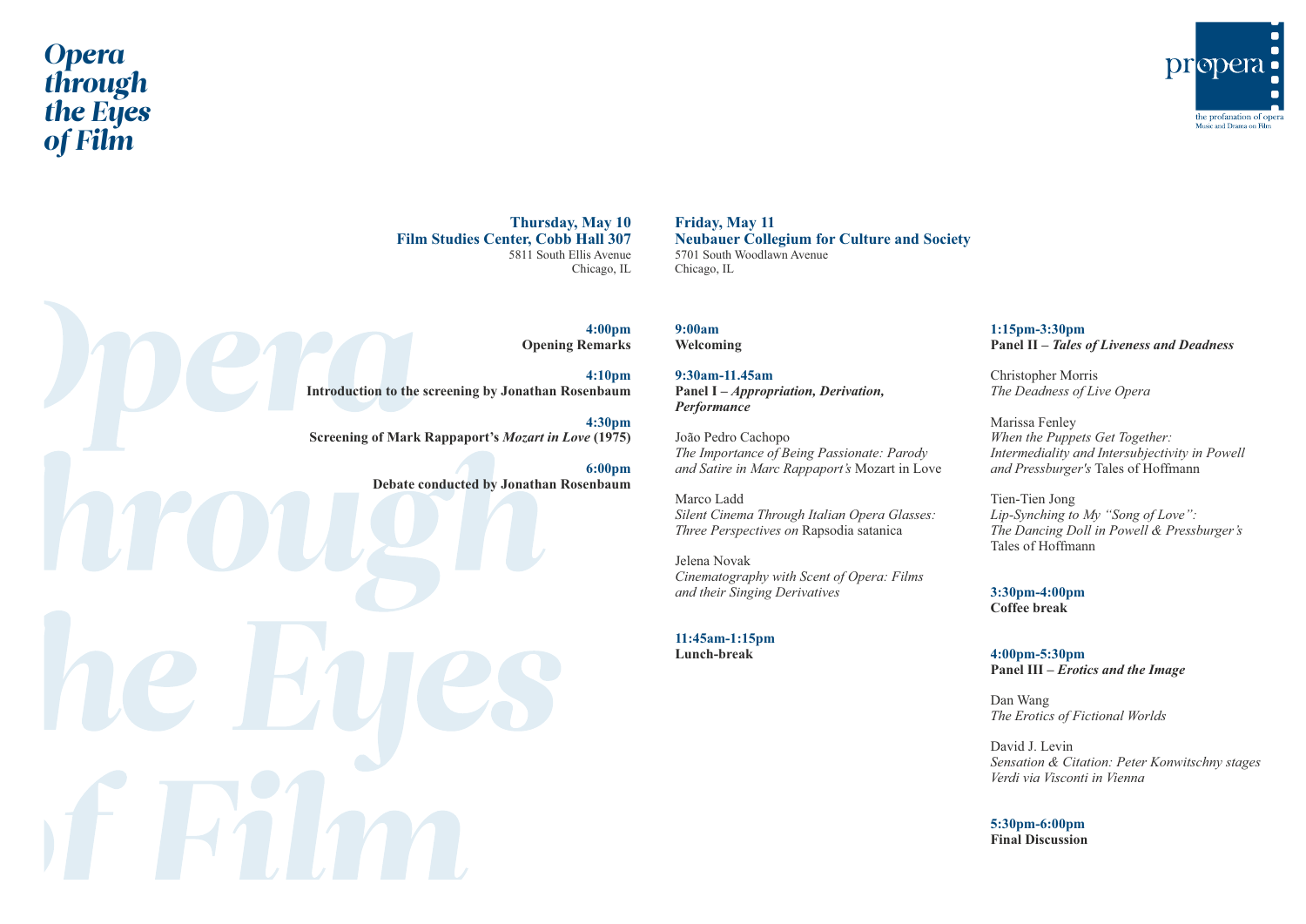# *Opera through the Eyes of Film*

propera — the profanation of opera — Music and Drama on Film

## Thursday, May 10
**Film Studies Center, Cobb Hall 307**
5811 South Ellis Avenue
Chicago, IL

**4:00pm**
**Opening Remarks**

**4:10pm**
**Introduction to the screening by Jonathan Rosenbaum**

**4:30pm**
**Screening of Mark Rappaport's *Mozart in Love* (1975)**

**6:00pm**
**Debate conducted by Jonathan Rosenbaum**

## Friday, May 11
**Neubauer Collegium for Culture and Society**
5701 South Woodlawn Avenue
Chicago, IL

**9:00am**
**Welcoming**

**9:30am-11.45am**
**Panel I – *Appropriation, Derivation, Performance***

João Pedro Cachopo
*The Importance of Being Passionate: Parody and Satire in Marc Rappaport's* Mozart in Love

Marco Ladd
*Silent Cinema Through Italian Opera Glasses: Three Perspectives on* Rapsodia satanica

Jelena Novak
*Cinematography with Scent of Opera: Films and their Singing Derivatives*

**11:45am-1:15pm**
**Lunch-break**

**1:15pm-3:30pm**
**Panel II – *Tales of Liveness and Deadness***

Christopher Morris
*The Deadness of Live Opera*

Marissa Fenley
*When the Puppets Get Together: Intermediality and Intersubjectivity in Powell and Pressburger's* Tales of Hoffmann

Tien-Tien Jong
*Lip-Synching to My "Song of Love": The Dancing Doll in Powell & Pressburger's* Tales of Hoffmann

**3:30pm-4:00pm**
**Coffee break**

**4:00pm-5:30pm**
**Panel III – *Erotics and the Image***

Dan Wang
*The Erotics of Fictional Worlds*

David J. Levin
*Sensation & Citation: Peter Konwitschny stages Verdi via Visconti in Vienna*

**5:30pm-6:00pm**
**Final Discussion**